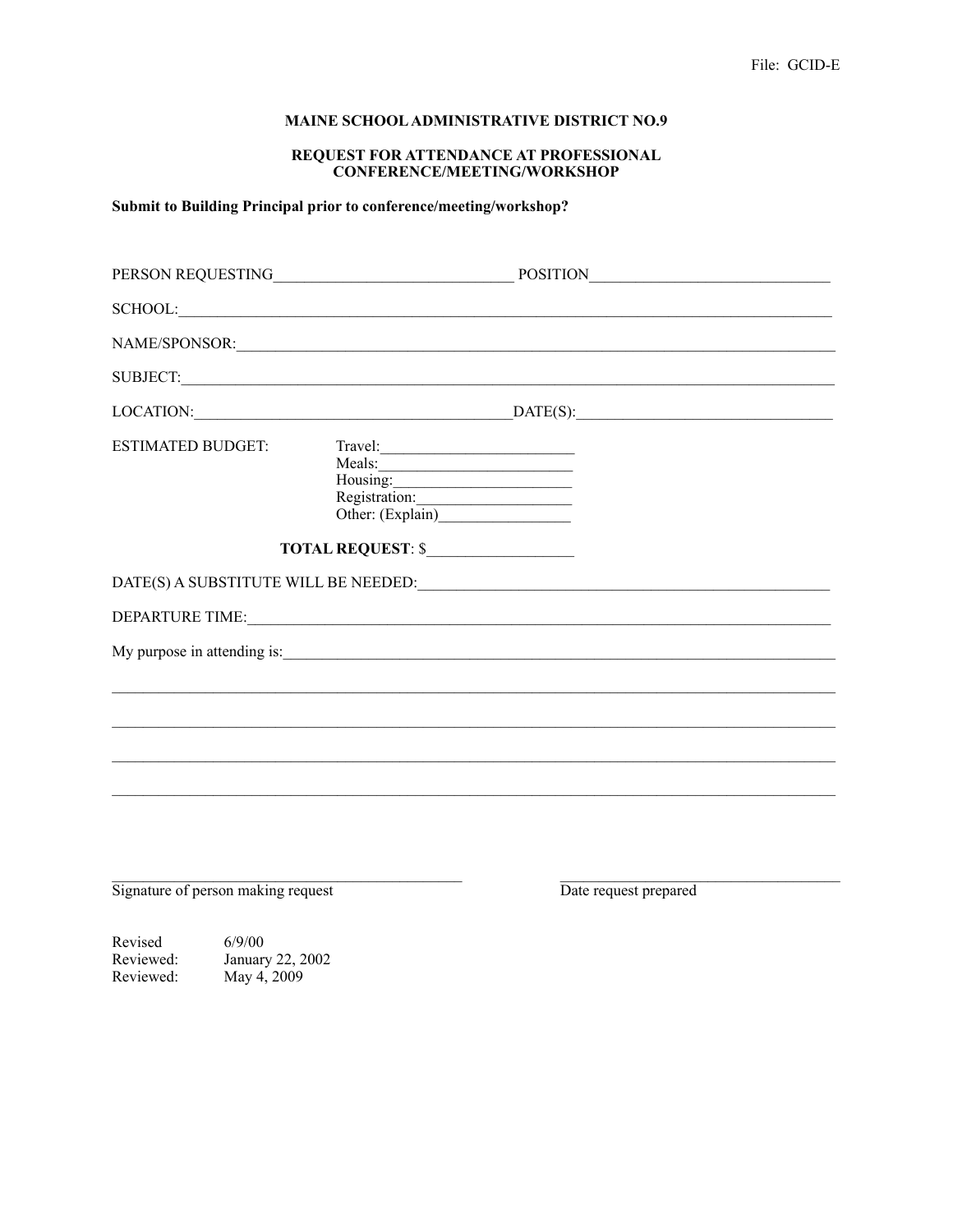File: GCID-E

**MAINE SCHOOL ADMINISTRATIVE DISTRICT NO.9**

**REQUEST FOR ATTENDANCE AT PROFESSIONAL CONFERENCE/MEETING/WORKSHOP**

**Submit to Building Principal prior to conference/meeting/workshop?**

PERSON REQUESTING______________________________ POSITION______________________________

SCHOOL:________________________________________________________________________________

NAME/SPONSOR:__________________________________________________________________________

SUBJECT:_______________________________________________________________________________

LOCATION:________________________________________DATE(S):________________________________

ESTIMATED BUDGET:
- Travel:________________________
- Meals:________________________
- Housing:______________________
- Registration:___________________
- Other: (Explain)________________

**TOTAL REQUEST**: $__________________

DATE(S) A SUBSTITUTE WILL BE NEEDED:______________________________________________________

DEPARTURE TIME:________________________________________________________________________

My purpose in attending is:_______________________________________________________________

_______________________________________________________________________________________

_______________________________________________________________________________________

_______________________________________________________________________________________

_______________________________________________________________________________________

_____________________________________________ ___________________________________

Signature of person making request Date request prepared

Revised 6/9/00
Reviewed: January 22, 2002
Reviewed: May 4, 2009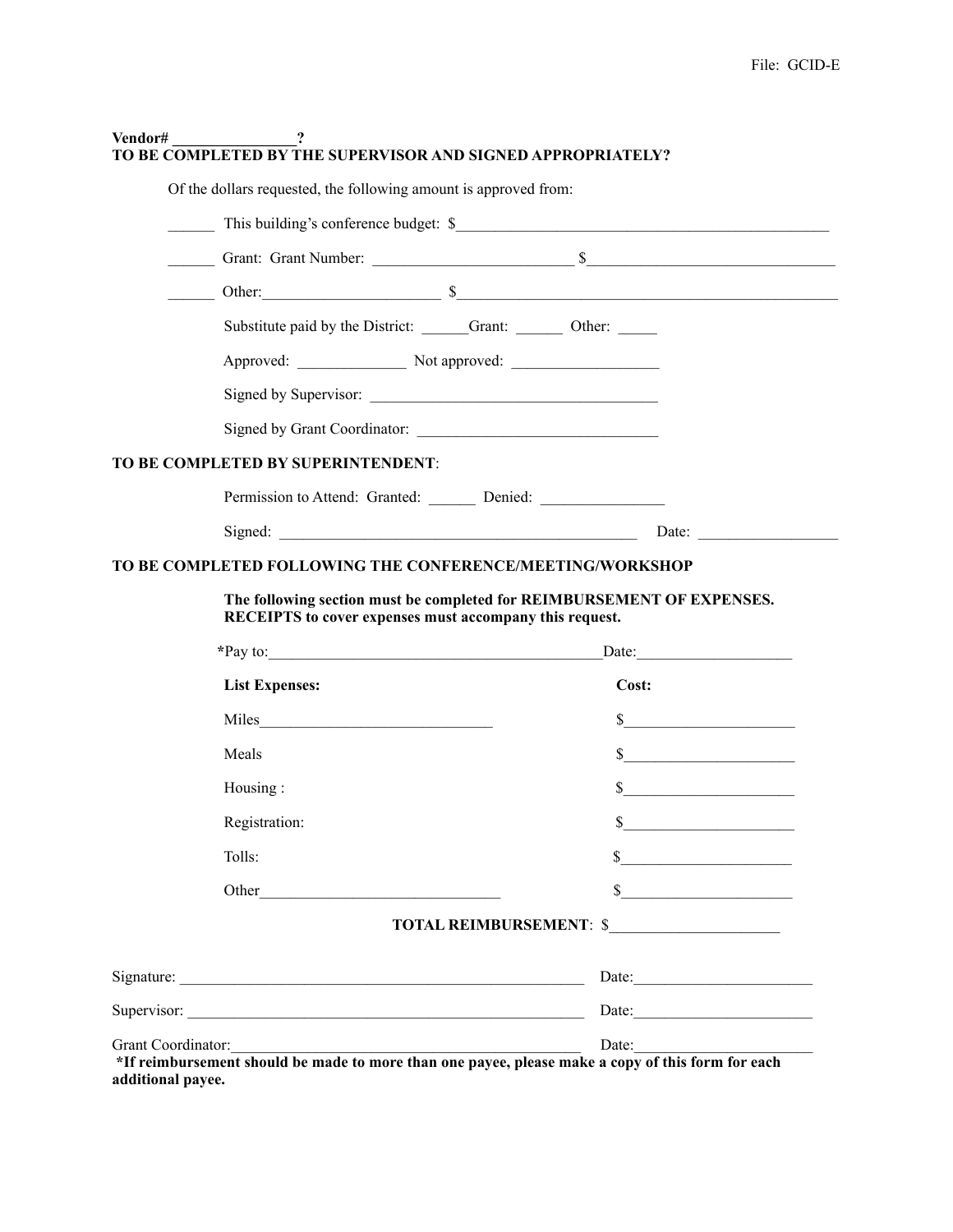**Vendor# _______________?**
**TO BE COMPLETED BY THE SUPERVISOR AND SIGNED APPROPRIATELY?**

Of the dollars requested, the following amount is approved from:

______ This building's conference budget: $_______________________________________________

______ Grant: Grant Number: _________________________ $_______________________________

______ Other:______________________ $_______________________________________________

Substitute paid by the District: ______Grant: ______ Other: _____

Approved: ______________ Not approved: __________________

Signed by Supervisor: ____________________________________

Signed by Grant Coordinator: ______________________________

**TO BE COMPLETED BY SUPERINTENDENT**:

Permission to Attend: Granted: ______ Denied: _______________

Signed: ______________________________________________ Date: _________________

**TO BE COMPLETED FOLLOWING THE CONFERENCE/MEETING/WORKSHOP**

**The following section must be completed for REIMBURSEMENT OF EXPENSES. RECEIPTS to cover expenses must accompany this request.**

***Pay to:**__________________________________________Date:___________________

**List Expenses:** **Cost:**

Miles______________________________ $_____________________

Meals $_____________________

Housing : $_____________________

Registration: $_____________________

Tolls: $_____________________

Other_______________________________ $_____________________

**TOTAL REIMBURSEMENT**: $_____________________

Signature: ____________________________________________________ Date:______________________

Supervisor: ___________________________________________________ Date:______________________

Grant Coordinator:_____________________________________________ Date:______________________

***If reimbursement should be made to more than one payee, please make a copy of this form for each additional payee.**